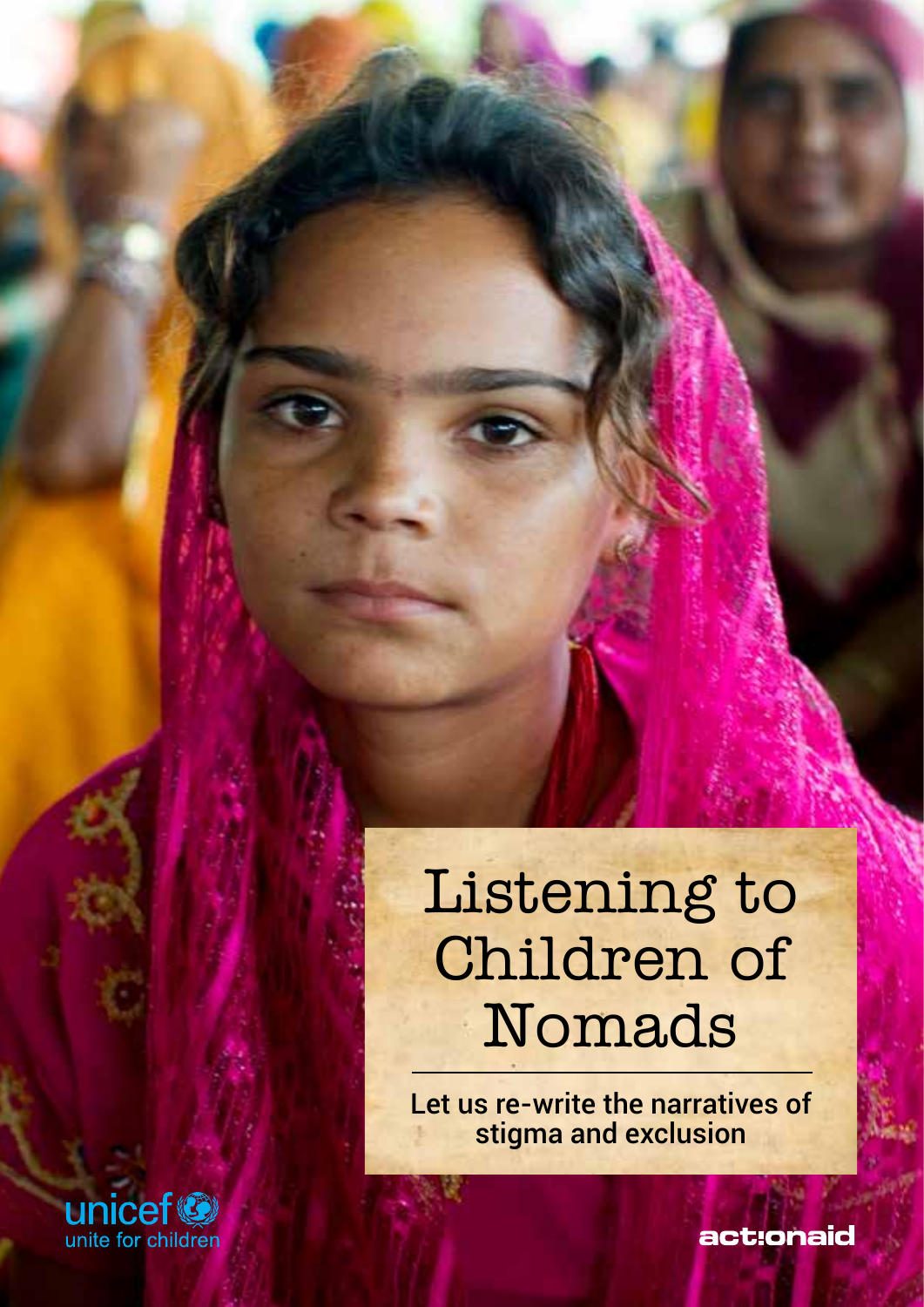# Listening to Children of Nomads

Let us re-write the narratives of stigma and exclusion

unicef unite for children

actionaid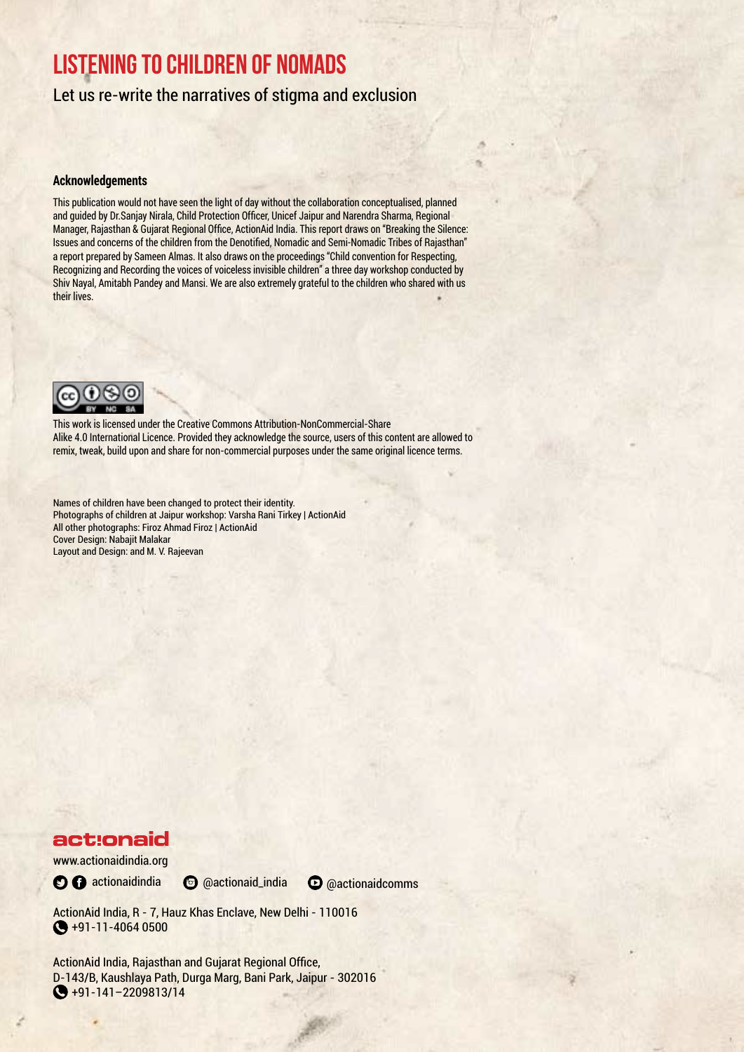# LISTENING TO CHILDREN OF NOMADS

Let us re-write the narratives of stigma and exclusion

**Acknowledgements**

This publication would not have seen the light of day without the collaboration conceptualised, planned and guided by Dr.Sanjay Nirala, Child Protection Officer, Unicef Jaipur and Narendra Sharma, Regional Manager, Rajasthan & Gujarat Regional Office, ActionAid India. This report draws on "Breaking the Silence: Issues and concerns of the children from the Denotified, Nomadic and Semi-Nomadic Tribes of Rajasthan" a report prepared by Sameen Almas. It also draws on the proceedings "Child convention for Respecting, Recognizing and Recording the voices of voiceless invisible children" a three day workshop conducted by Shiv Nayal, Amitabh Pandey and Mansi. We are also extremely grateful to the children who shared with us their lives.

This work is licensed under the Creative Commons Attribution-NonCommercial-Share Alike 4.0 International Licence. Provided they acknowledge the source, users of this content are allowed to remix, tweak, build upon and share for non-commercial purposes under the same original licence terms.

Names of children have been changed to protect their identity.
Photographs of children at Jaipur workshop: Varsha Rani Tirkey | ActionAid
All other photographs: Firoz Ahmad Firoz | ActionAid
Cover Design: Nabajit Malakar
Layout and Design: and M. V. Rajeevan

actionaid

www.actionaidindia.org

actionaidindia @actionaid_india @actionaidcomms

ActionAid India, R - 7, Hauz Khas Enclave, New Delhi - 110016
+91-11-4064 0500

ActionAid India, Rajasthan and Gujarat Regional Office,
D-143/B, Kaushlaya Path, Durga Marg, Bani Park, Jaipur - 302016
+91-141–2209813/14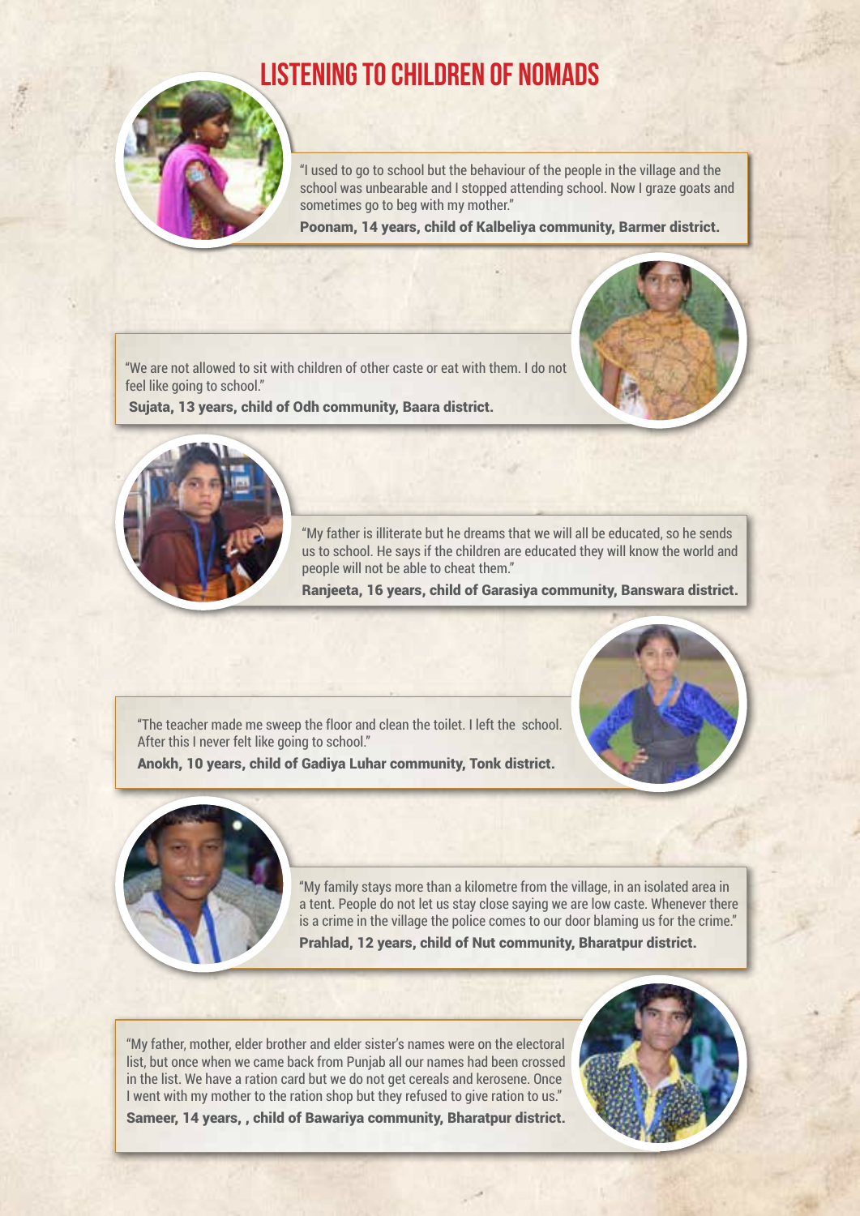# LISTENING TO CHILDREN OF NOMADS

"I used to go to school but the behaviour of the people in the village and the school was unbearable and I stopped attending school. Now I graze goats and sometimes go to beg with my mother."

**Poonam, 14 years, child of Kalbeliya community, Barmer district.**

"We are not allowed to sit with children of other caste or eat with them. I do not feel like going to school."

**Sujata, 13 years, child of Odh community, Baara district.**

"My father is illiterate but he dreams that we will all be educated, so he sends us to school. He says if the children are educated they will know the world and people will not be able to cheat them."

**Ranjeeta, 16 years, child of Garasiya community, Banswara district.**

"The teacher made me sweep the floor and clean the toilet. I left the school. After this I never felt like going to school."

**Anokh, 10 years, child of Gadiya Luhar community, Tonk district.**

"My family stays more than a kilometre from the village, in an isolated area in a tent. People do not let us stay close saying we are low caste. Whenever there is a crime in the village the police comes to our door blaming us for the crime."

**Prahlad, 12 years, child of Nut community, Bharatpur district.**

"My father, mother, elder brother and elder sister's names were on the electoral list, but once when we came back from Punjab all our names had been crossed in the list. We have a ration card but we do not get cereals and kerosene. Once I went with my mother to the ration shop but they refused to give ration to us."

**Sameer, 14 years, , child of Bawariya community, Bharatpur district.**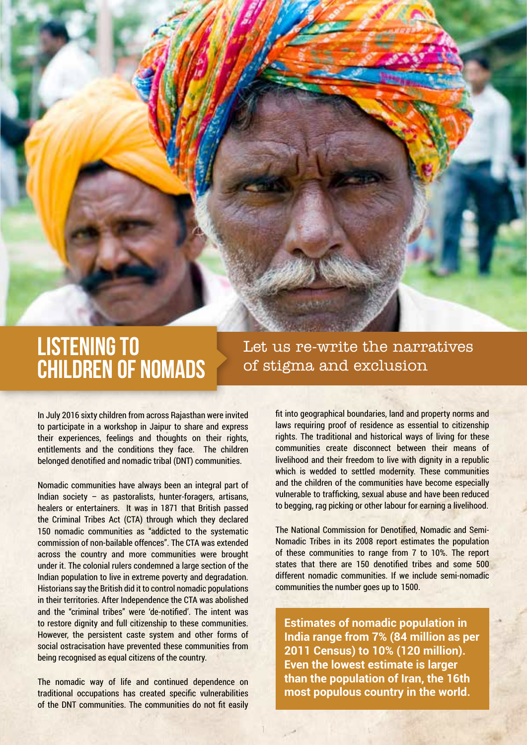# LISTENING TO CHILDREN OF NOMADS

## Let us re-write the narratives of stigma and exclusion

In July 2016 sixty children from across Rajasthan were invited to participate in a workshop in Jaipur to share and express their experiences, feelings and thoughts on their rights, entitlements and the conditions they face. The children belonged denotified and nomadic tribal (DNT) communities.

Nomadic communities have always been an integral part of Indian society – as pastoralists, hunter-foragers, artisans, healers or entertainers. It was in 1871 that British passed the Criminal Tribes Act (CTA) through which they declared 150 nomadic communities as "addicted to the systematic commission of non-bailable offences". The CTA was extended across the country and more communities were brought under it. The colonial rulers condemned a large section of the Indian population to live in extreme poverty and degradation. Historians say the British did it to control nomadic populations in their territories. After Independence the CTA was abolished and the "criminal tribes" were 'de-notified'. The intent was to restore dignity and full citizenship to these communities. However, the persistent caste system and other forms of social ostracisation have prevented these communities from being recognised as equal citizens of the country.

The nomadic way of life and continued dependence on traditional occupations has created specific vulnerabilities of the DNT communities. The communities do not fit easily fit into geographical boundaries, land and property norms and laws requiring proof of residence as essential to citizenship rights. The traditional and historical ways of living for these communities create disconnect between their means of livelihood and their freedom to live with dignity in a republic which is wedded to settled modernity. These communities and the children of the communities have become especially vulnerable to trafficking, sexual abuse and have been reduced to begging, rag picking or other labour for earning a livelihood.

The National Commission for Denotified, Nomadic and Semi-Nomadic Tribes in its 2008 report estimates the population of these communities to range from 7 to 10%. The report states that there are 150 denotified tribes and some 500 different nomadic communities. If we include semi-nomadic communities the number goes up to 1500.

**Estimates of nomadic population in India range from 7% (84 million as per 2011 Census) to 10% (120 million). Even the lowest estimate is larger than the population of Iran, the 16th most populous country in the world.**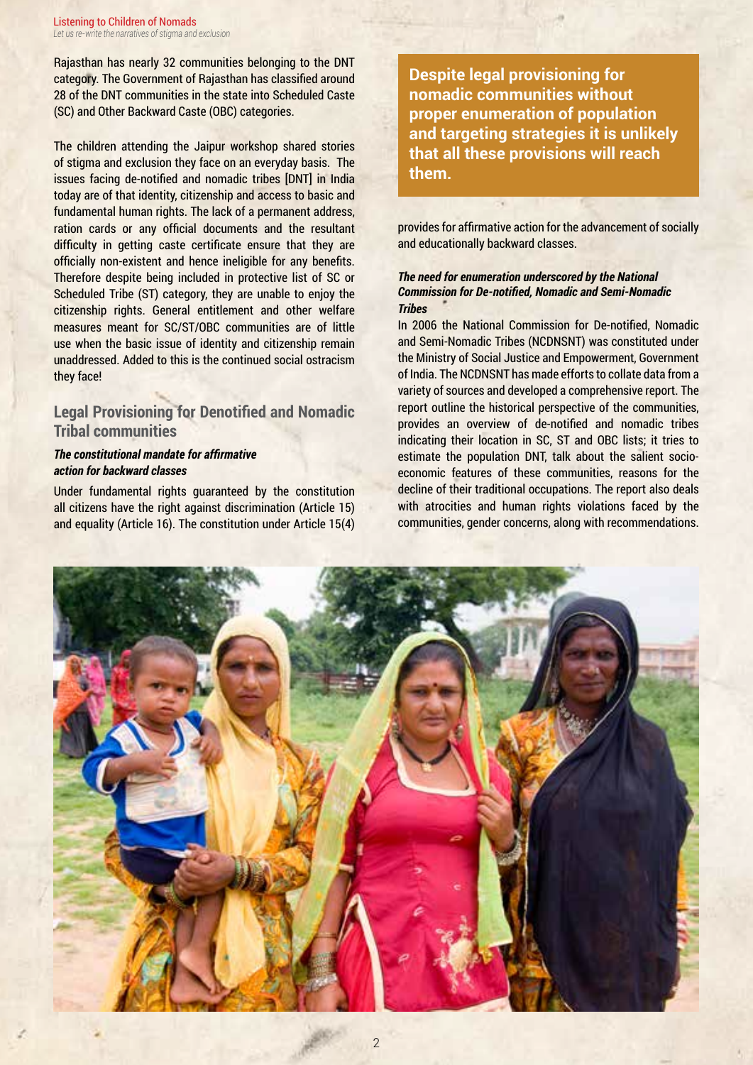Rajasthan has nearly 32 communities belonging to the DNT category. The Government of Rajasthan has classified around 28 of the DNT communities in the state into Scheduled Caste (SC) and Other Backward Caste (OBC) categories.

The children attending the Jaipur workshop shared stories of stigma and exclusion they face on an everyday basis. The issues facing de-notified and nomadic tribes [DNT] in India today are of that identity, citizenship and access to basic and fundamental human rights. The lack of a permanent address, ration cards or any official documents and the resultant difficulty in getting caste certificate ensure that they are officially non-existent and hence ineligible for any benefits. Therefore despite being included in protective list of SC or Scheduled Tribe (ST) category, they are unable to enjoy the citizenship rights. General entitlement and other welfare measures meant for SC/ST/OBC communities are of little use when the basic issue of identity and citizenship remain unaddressed. Added to this is the continued social ostracism they face!

## Legal Provisioning for Denotified and Nomadic Tribal communities

***The constitutional mandate for affirmative action for backward classes***

Under fundamental rights guaranteed by the constitution all citizens have the right against discrimination (Article 15) and equality (Article 16). The constitution under Article 15(4) provides for affirmative action for the advancement of socially and educationally backward classes.

**Despite legal provisioning for nomadic communities without proper enumeration of population and targeting strategies it is unlikely that all these provisions will reach them.**

***The need for enumeration underscored by the National Commission for De-notified, Nomadic and Semi-Nomadic Tribes***

In 2006 the National Commission for De-notified, Nomadic and Semi-Nomadic Tribes (NCDNSNT) was constituted under the Ministry of Social Justice and Empowerment, Government of India. The NCDNSNT has made efforts to collate data from a variety of sources and developed a comprehensive report. The report outline the historical perspective of the communities, provides an overview of de-notified and nomadic tribes indicating their location in SC, ST and OBC lists; it tries to estimate the population DNT, talk about the salient socio-economic features of these communities, reasons for the decline of their traditional occupations. The report also deals with atrocities and human rights violations faced by the communities, gender concerns, along with recommendations.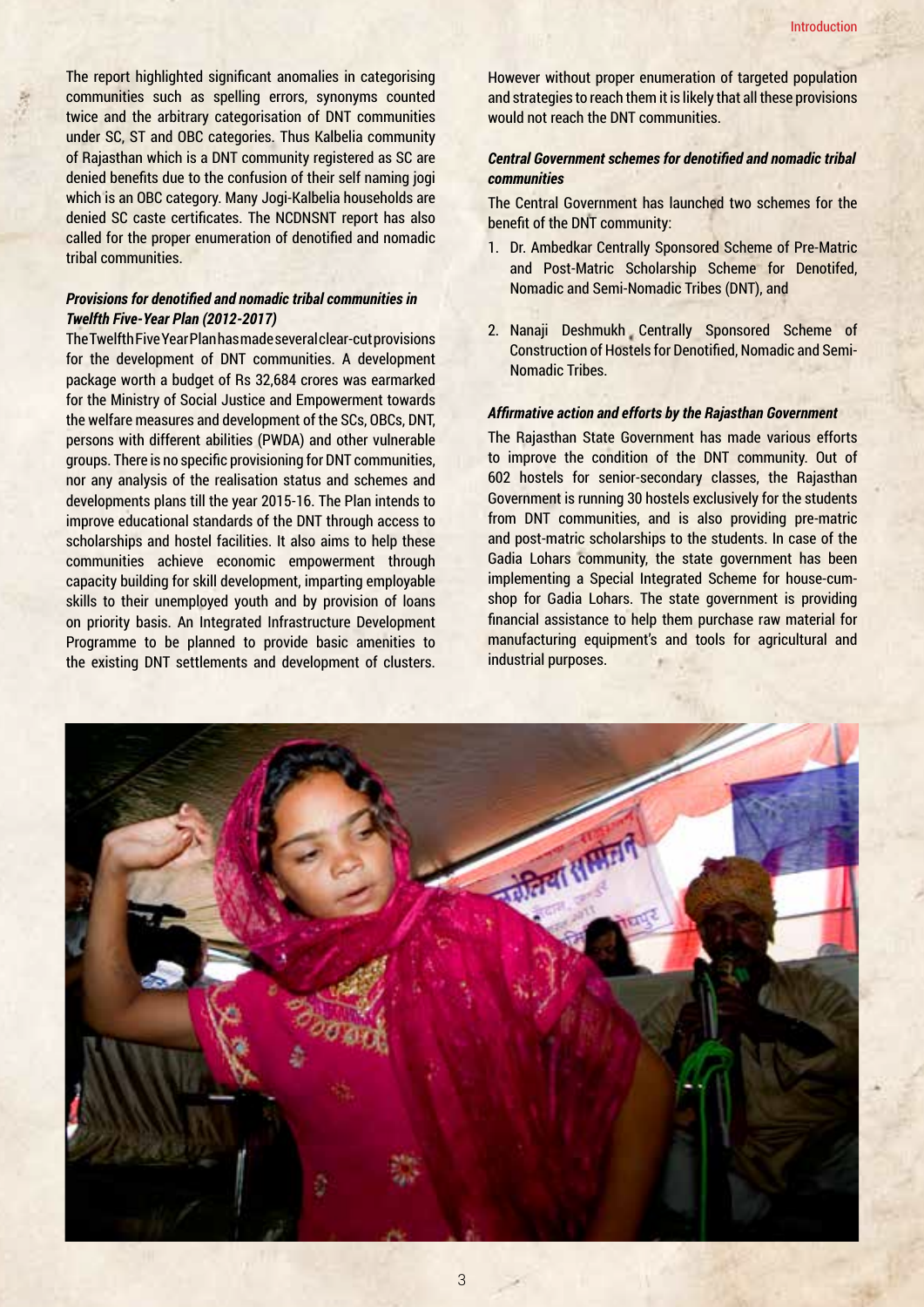The report highlighted significant anomalies in categorising communities such as spelling errors, synonyms counted twice and the arbitrary categorisation of DNT communities under SC, ST and OBC categories. Thus Kalbelia community of Rajasthan which is a DNT community registered as SC are denied benefits due to the confusion of their self naming jogi which is an OBC category. Many Jogi-Kalbelia households are denied SC caste certificates. The NCDNSNT report has also called for the proper enumeration of denotified and nomadic tribal communities.

***Provisions for denotified and nomadic tribal communities in Twelfth Five-Year Plan (2012-2017)***

The Twelfth Five Year Plan has made several clear-cut provisions for the development of DNT communities. A development package worth a budget of Rs 32,684 crores was earmarked for the Ministry of Social Justice and Empowerment towards the welfare measures and development of the SCs, OBCs, DNT, persons with different abilities (PWDA) and other vulnerable groups. There is no specific provisioning for DNT communities, nor any analysis of the realisation status and schemes and developments plans till the year 2015-16. The Plan intends to improve educational standards of the DNT through access to scholarships and hostel facilities. It also aims to help these communities achieve economic empowerment through capacity building for skill development, imparting employable skills to their unemployed youth and by provision of loans on priority basis. An Integrated Infrastructure Development Programme to be planned to provide basic amenities to the existing DNT settlements and development of clusters. However without proper enumeration of targeted population and strategies to reach them it is likely that all these provisions would not reach the DNT communities.

***Central Government schemes for denotified and nomadic tribal communities***

The Central Government has launched two schemes for the benefit of the DNT community:

1. Dr. Ambedkar Centrally Sponsored Scheme of Pre-Matric and Post-Matric Scholarship Scheme for Denotifed, Nomadic and Semi-Nomadic Tribes (DNT), and
2. Nanaji Deshmukh Centrally Sponsored Scheme of Construction of Hostels for Denotified, Nomadic and Semi-Nomadic Tribes.

***Affirmative action and efforts by the Rajasthan Government***

The Rajasthan State Government has made various efforts to improve the condition of the DNT community. Out of 602 hostels for senior-secondary classes, the Rajasthan Government is running 30 hostels exclusively for the students from DNT communities, and is also providing pre-matric and post-matric scholarships to the students. In case of the Gadia Lohars community, the state government has been implementing a Special Integrated Scheme for house-cum-shop for Gadia Lohars. The state government is providing financial assistance to help them purchase raw material for manufacturing equipment's and tools for agricultural and industrial purposes.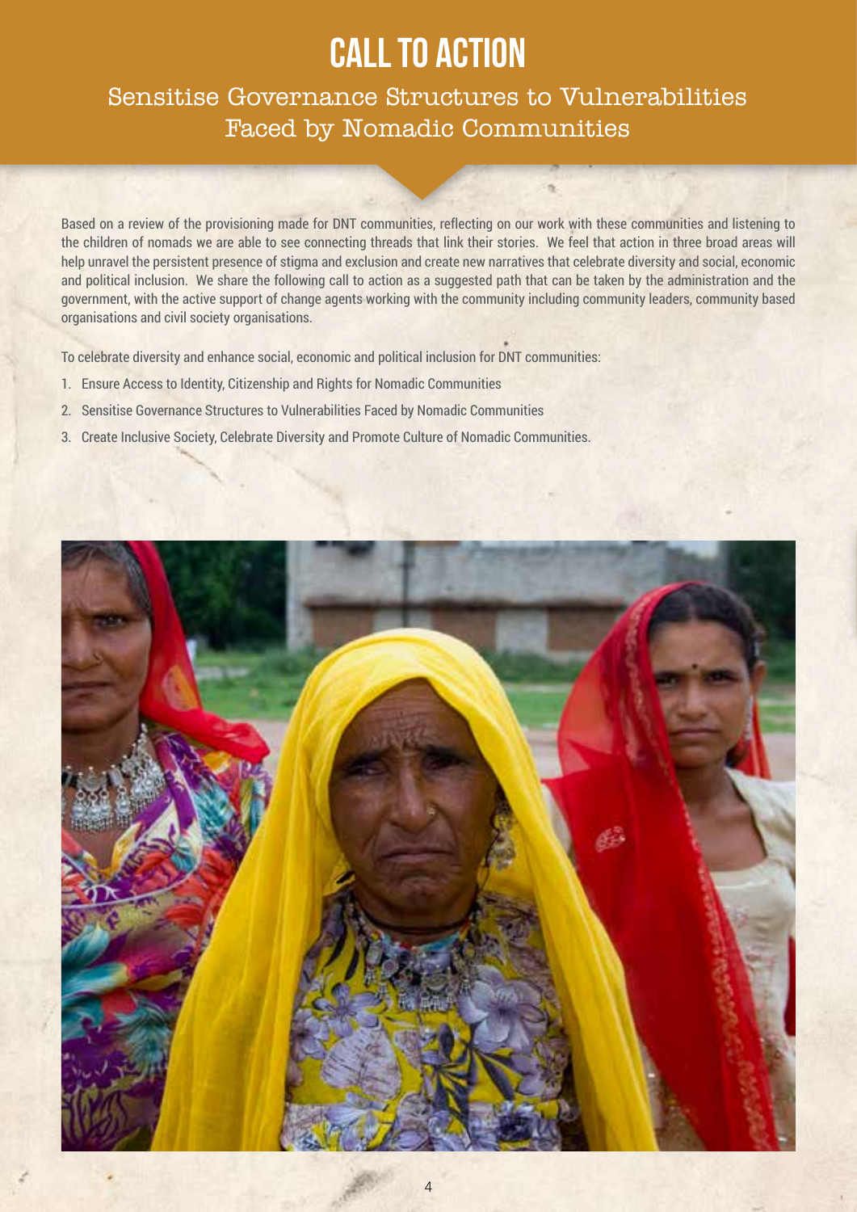# CALL TO ACTION

## Sensitise Governance Structures to Vulnerabilities Faced by Nomadic Communities

Based on a review of the provisioning made for DNT communities, reflecting on our work with these communities and listening to the children of nomads we are able to see connecting threads that link their stories. We feel that action in three broad areas will help unravel the persistent presence of stigma and exclusion and create new narratives that celebrate diversity and social, economic and political inclusion. We share the following call to action as a suggested path that can be taken by the administration and the government, with the active support of change agents working with the community including community leaders, community based organisations and civil society organisations.

To celebrate diversity and enhance social, economic and political inclusion for DNT communities:

1. Ensure Access to Identity, Citizenship and Rights for Nomadic Communities
2. Sensitise Governance Structures to Vulnerabilities Faced by Nomadic Communities
3. Create Inclusive Society, Celebrate Diversity and Promote Culture of Nomadic Communities.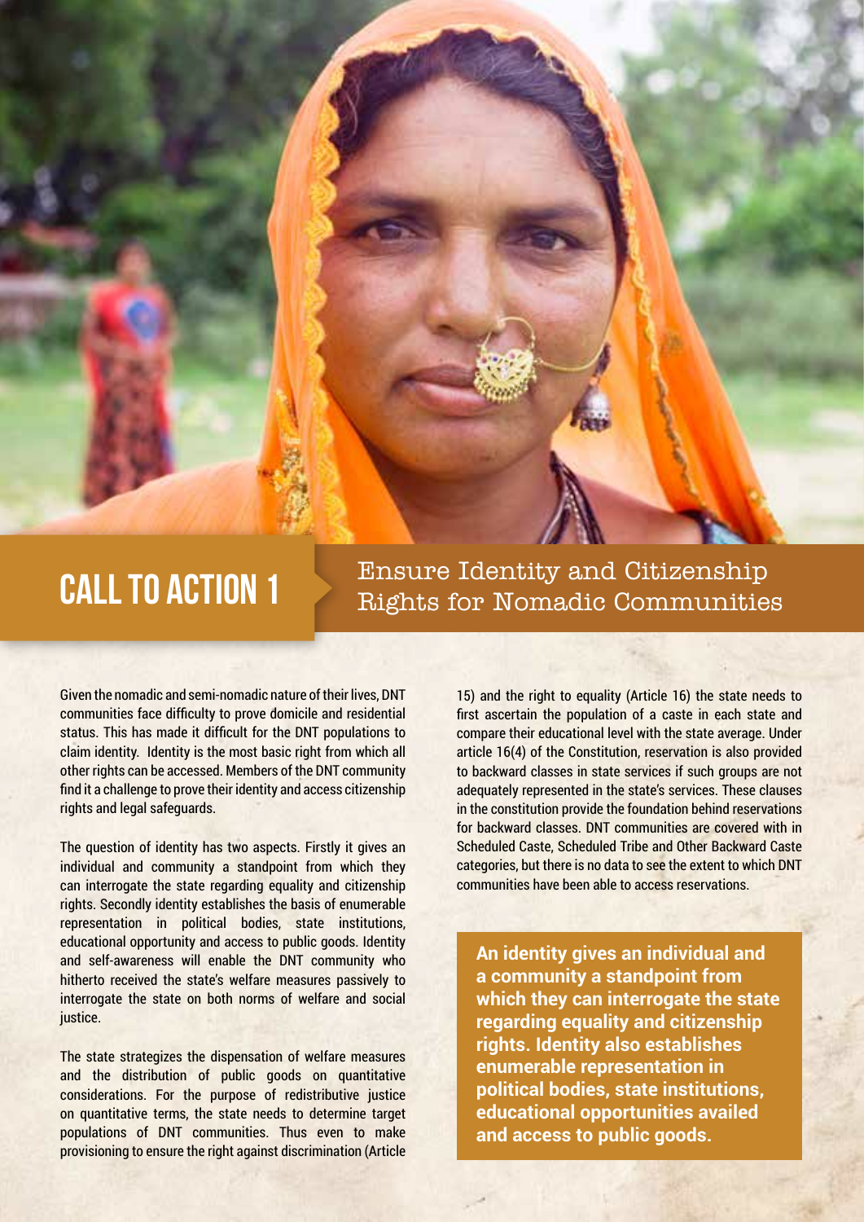# CALL TO ACTION 1

## Ensure Identity and Citizenship Rights for Nomadic Communities

Given the nomadic and semi-nomadic nature of their lives, DNT communities face difficulty to prove domicile and residential status. This has made it difficult for the DNT populations to claim identity. Identity is the most basic right from which all other rights can be accessed. Members of the DNT community find it a challenge to prove their identity and access citizenship rights and legal safeguards.

The question of identity has two aspects. Firstly it gives an individual and community a standpoint from which they can interrogate the state regarding equality and citizenship rights. Secondly identity establishes the basis of enumerable representation in political bodies, state institutions, educational opportunity and access to public goods. Identity and self-awareness will enable the DNT community who hitherto received the state's welfare measures passively to interrogate the state on both norms of welfare and social justice.

The state strategizes the dispensation of welfare measures and the distribution of public goods on quantitative considerations. For the purpose of redistributive justice on quantitative terms, the state needs to determine target populations of DNT communities. Thus even to make provisioning to ensure the right against discrimination (Article 15) and the right to equality (Article 16) the state needs to first ascertain the population of a caste in each state and compare their educational level with the state average. Under article 16(4) of the Constitution, reservation is also provided to backward classes in state services if such groups are not adequately represented in the state's services. These clauses in the constitution provide the foundation behind reservations for backward classes. DNT communities are covered with in Scheduled Caste, Scheduled Tribe and Other Backward Caste categories, but there is no data to see the extent to which DNT communities have been able to access reservations.

**An identity gives an individual and a community a standpoint from which they can interrogate the state regarding equality and citizenship rights. Identity also establishes enumerable representation in political bodies, state institutions, educational opportunities availed and access to public goods.**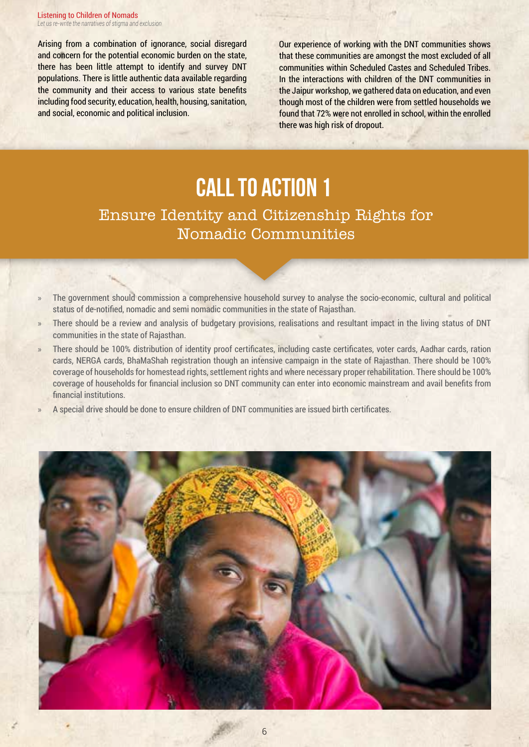Arising from a combination of ignorance, social disregard and concern for the potential economic burden on the state, there has been little attempt to identify and survey DNT populations. There is little authentic data available regarding the community and their access to various state benefits including food security, education, health, housing, sanitation, and social, economic and political inclusion.

Our experience of working with the DNT communities shows that these communities are amongst the most excluded of all communities within Scheduled Castes and Scheduled Tribes. In the interactions with children of the DNT communities in the Jaipur workshop, we gathered data on education, and even though most of the children were from settled households we found that 72% were not enrolled in school, within the enrolled there was high risk of dropout.

# CALL TO ACTION 1

## Ensure Identity and Citizenship Rights for Nomadic Communities

- The government should commission a comprehensive household survey to analyse the socio-economic, cultural and political status of de-notified, nomadic and semi nomadic communities in the state of Rajasthan.
- There should be a review and analysis of budgetary provisions, realisations and resultant impact in the living status of DNT communities in the state of Rajasthan.
- There should be 100% distribution of identity proof certificates, including caste certificates, voter cards, Aadhar cards, ration cards, NERGA cards, BhaMaShah registration though an intensive campaign in the state of Rajasthan. There should be 100% coverage of households for homestead rights, settlement rights and where necessary proper rehabilitation. There should be 100% coverage of households for financial inclusion so DNT community can enter into economic mainstream and avail benefits from financial institutions.
- A special drive should be done to ensure children of DNT communities are issued birth certificates.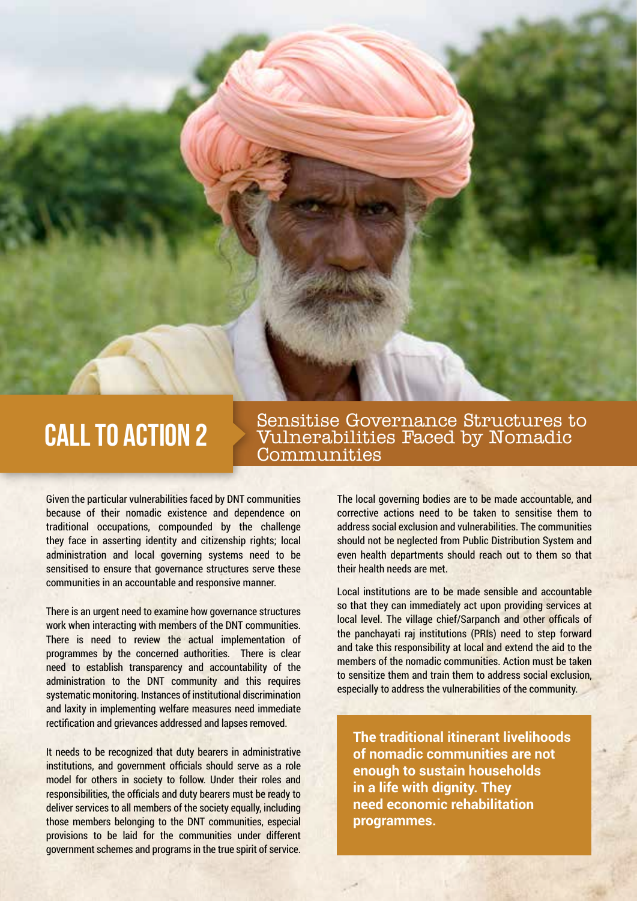# CALL TO ACTION 2

## Sensitise Governance Structures to Vulnerabilities Faced by Nomadic Communities

Given the particular vulnerabilities faced by DNT communities because of their nomadic existence and dependence on traditional occupations, compounded by the challenge they face in asserting identity and citizenship rights; local administration and local governing systems need to be sensitised to ensure that governance structures serve these communities in an accountable and responsive manner.

There is an urgent need to examine how governance structures work when interacting with members of the DNT communities. There is need to review the actual implementation of programmes by the concerned authorities. There is clear need to establish transparency and accountability of the administration to the DNT community and this requires systematic monitoring. Instances of institutional discrimination and laxity in implementing welfare measures need immediate rectification and grievances addressed and lapses removed.

It needs to be recognized that duty bearers in administrative institutions, and government officials should serve as a role model for others in society to follow. Under their roles and responsibilities, the officials and duty bearers must be ready to deliver services to all members of the society equally, including those members belonging to the DNT communities, especial provisions to be laid for the communities under different government schemes and programs in the true spirit of service.

The local governing bodies are to be made accountable, and corrective actions need to be taken to sensitise them to address social exclusion and vulnerabilities. The communities should not be neglected from Public Distribution System and even health departments should reach out to them so that their health needs are met.

Local institutions are to be made sensible and accountable so that they can immediately act upon providing services at local level. The village chief/Sarpanch and other officals of the panchayati raj institutions (PRIs) need to step forward and take this responsibility at local and extend the aid to the members of the nomadic communities. Action must be taken to sensitize them and train them to address social exclusion, especially to address the vulnerabilities of the community.

**The traditional itinerant livelihoods of nomadic communities are not enough to sustain households in a life with dignity. They need economic rehabilitation programmes.**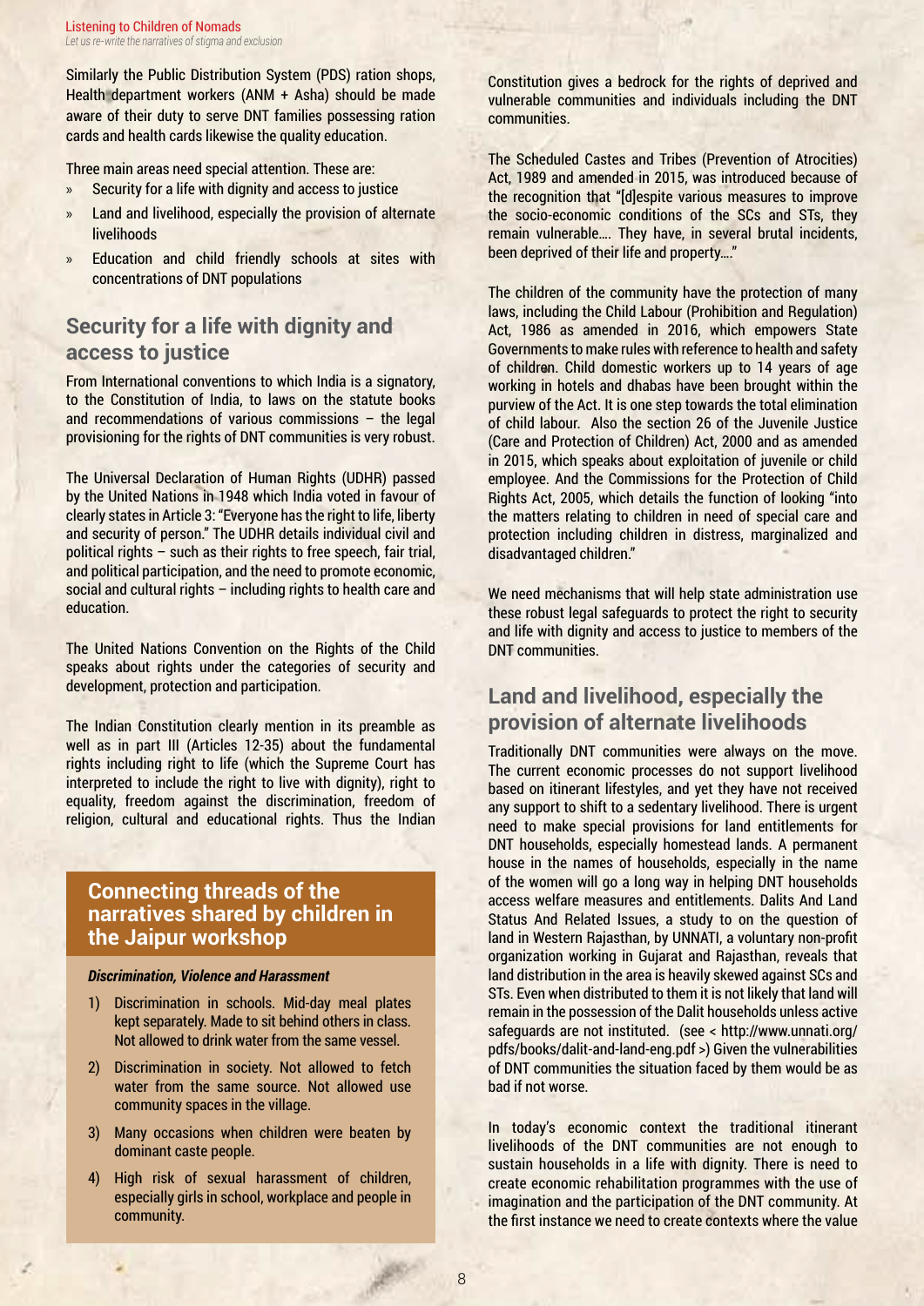Similarly the Public Distribution System (PDS) ration shops, Health department workers (ANM + Asha) should be made aware of their duty to serve DNT families possessing ration cards and health cards likewise the quality education.

Three main areas need special attention. These are:

- Security for a life with dignity and access to justice
- Land and livelihood, especially the provision of alternate livelihoods
- Education and child friendly schools at sites with concentrations of DNT populations

## Security for a life with dignity and access to justice

From International conventions to which India is a signatory, to the Constitution of India, to laws on the statute books and recommendations of various commissions – the legal provisioning for the rights of DNT communities is very robust.

The Universal Declaration of Human Rights (UDHR) passed by the United Nations in 1948 which India voted in favour of clearly states in Article 3: "Everyone has the right to life, liberty and security of person." The UDHR details individual civil and political rights – such as their rights to free speech, fair trial, and political participation, and the need to promote economic, social and cultural rights – including rights to health care and education.

The United Nations Convention on the Rights of the Child speaks about rights under the categories of security and development, protection and participation.

The Indian Constitution clearly mention in its preamble as well as in part III (Articles 12-35) about the fundamental rights including right to life (which the Supreme Court has interpreted to include the right to live with dignity), right to equality, freedom against the discrimination, freedom of religion, cultural and educational rights. Thus the Indian Constitution gives a bedrock for the rights of deprived and vulnerable communities and individuals including the DNT communities.

The Scheduled Castes and Tribes (Prevention of Atrocities) Act, 1989 and amended in 2015, was introduced because of the recognition that "[d]espite various measures to improve the socio-economic conditions of the SCs and STs, they remain vulnerable.... They have, in several brutal incidents, been deprived of their life and property...."

The children of the community have the protection of many laws, including the Child Labour (Prohibition and Regulation) Act, 1986 as amended in 2016, which empowers State Governments to make rules with reference to health and safety of children. Child domestic workers up to 14 years of age working in hotels and dhabas have been brought within the purview of the Act. It is one step towards the total elimination of child labour. Also the section 26 of the Juvenile Justice (Care and Protection of Children) Act, 2000 and as amended in 2015, which speaks about exploitation of juvenile or child employee. And the Commissions for the Protection of Child Rights Act, 2005, which details the function of looking "into the matters relating to children in need of special care and protection including children in distress, marginalized and disadvantaged children."

We need mechanisms that will help state administration use these robust legal safeguards to protect the right to security and life with dignity and access to justice to members of the DNT communities.

### Connecting threads of the narratives shared by children in the Jaipur workshop

***Discrimination, Violence and Harassment***

1) Discrimination in schools. Mid-day meal plates kept separately. Made to sit behind others in class. Not allowed to drink water from the same vessel.
2) Discrimination in society. Not allowed to fetch water from the same source. Not allowed use community spaces in the village.
3) Many occasions when children were beaten by dominant caste people.
4) High risk of sexual harassment of children, especially girls in school, workplace and people in community.

## Land and livelihood, especially the provision of alternate livelihoods

Traditionally DNT communities were always on the move. The current economic processes do not support livelihood based on itinerant lifestyles, and yet they have not received any support to shift to a sedentary livelihood. There is urgent need to make special provisions for land entitlements for DNT households, especially homestead lands. A permanent house in the names of households, especially in the name of the women will go a long way in helping DNT households access welfare measures and entitlements. Dalits And Land Status And Related Issues, a study to on the question of land in Western Rajasthan, by UNNATI, a voluntary non-profit organization working in Gujarat and Rajasthan, reveals that land distribution in the area is heavily skewed against SCs and STs. Even when distributed to them it is not likely that land will remain in the possession of the Dalit households unless active safeguards are not instituted. (see < http://www.unnati.org/pdfs/books/dalit-and-land-eng.pdf >) Given the vulnerabilities of DNT communities the situation faced by them would be as bad if not worse.

In today's economic context the traditional itinerant livelihoods of the DNT communities are not enough to sustain households in a life with dignity. There is need to create economic rehabilitation programmes with the use of imagination and the participation of the DNT community. At the first instance we need to create contexts where the value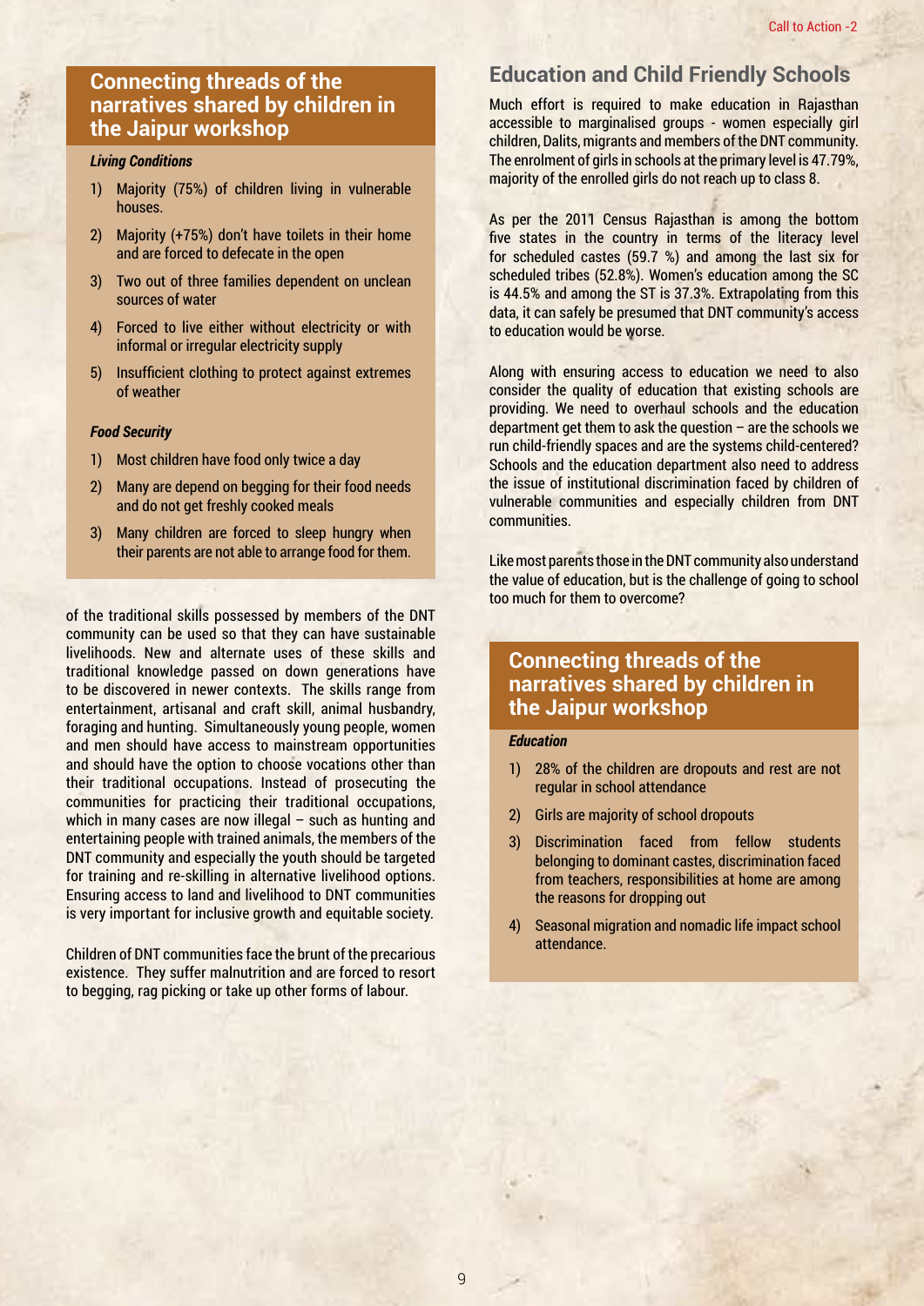## Connecting threads of the narratives shared by children in the Jaipur workshop

***Living Conditions***

1) Majority (75%) of children living in vulnerable houses.
2) Majority (+75%) don't have toilets in their home and are forced to defecate in the open
3) Two out of three families dependent on unclean sources of water
4) Forced to live either without electricity or with informal or irregular electricity supply
5) Insufficient clothing to protect against extremes of weather

***Food Security***

1) Most children have food only twice a day
2) Many are depend on begging for their food needs and do not get freshly cooked meals
3) Many children are forced to sleep hungry when their parents are not able to arrange food for them.

of the traditional skills possessed by members of the DNT community can be used so that they can have sustainable livelihoods. New and alternate uses of these skills and traditional knowledge passed on down generations have to be discovered in newer contexts. The skills range from entertainment, artisanal and craft skill, animal husbandry, foraging and hunting. Simultaneously young people, women and men should have access to mainstream opportunities and should have the option to choose vocations other than their traditional occupations. Instead of prosecuting the communities for practicing their traditional occupations, which in many cases are now illegal – such as hunting and entertaining people with trained animals, the members of the DNT community and especially the youth should be targeted for training and re-skilling in alternative livelihood options. Ensuring access to land and livelihood to DNT communities is very important for inclusive growth and equitable society.

Children of DNT communities face the brunt of the precarious existence. They suffer malnutrition and are forced to resort to begging, rag picking or take up other forms of labour.

## Education and Child Friendly Schools

Much effort is required to make education in Rajasthan accessible to marginalised groups - women especially girl children, Dalits, migrants and members of the DNT community. The enrolment of girls in schools at the primary level is 47.79%, majority of the enrolled girls do not reach up to class 8.

As per the 2011 Census Rajasthan is among the bottom five states in the country in terms of the literacy level for scheduled castes (59.7 %) and among the last six for scheduled tribes (52.8%). Women's education among the SC is 44.5% and among the ST is 37.3%. Extrapolating from this data, it can safely be presumed that DNT community's access to education would be worse.

Along with ensuring access to education we need to also consider the quality of education that existing schools are providing. We need to overhaul schools and the education department get them to ask the question – are the schools we run child-friendly spaces and are the systems child-centered? Schools and the education department also need to address the issue of institutional discrimination faced by children of vulnerable communities and especially children from DNT communities.

Like most parents those in the DNT community also understand the value of education, but is the challenge of going to school too much for them to overcome?

## Connecting threads of the narratives shared by children in the Jaipur workshop

***Education***

1) 28% of the children are dropouts and rest are not regular in school attendance
2) Girls are majority of school dropouts
3) Discrimination faced from fellow students belonging to dominant castes, discrimination faced from teachers, responsibilities at home are among the reasons for dropping out
4) Seasonal migration and nomadic life impact school attendance.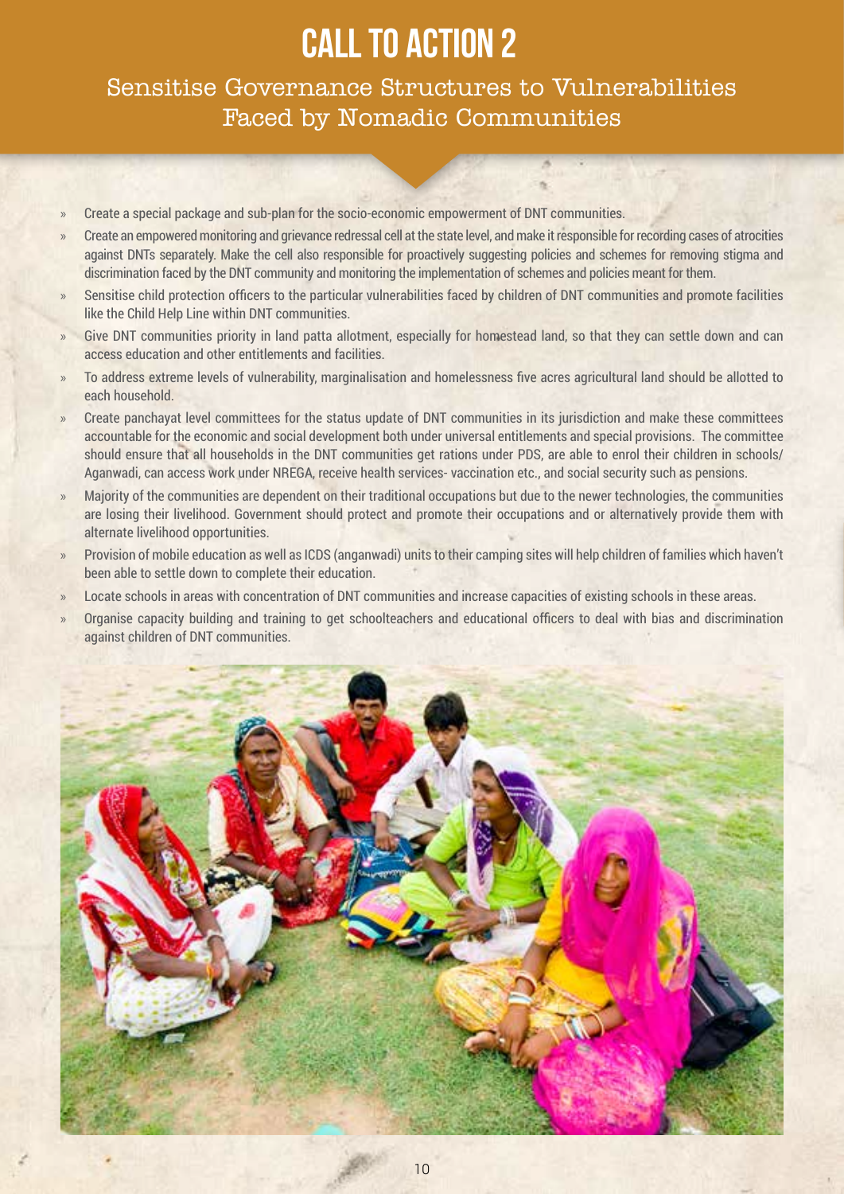# CALL TO ACTION 2

## Sensitise Governance Structures to Vulnerabilities Faced by Nomadic Communities

- Create a special package and sub-plan for the socio-economic empowerment of DNT communities.
- Create an empowered monitoring and grievance redressal cell at the state level, and make it responsible for recording cases of atrocities against DNTs separately. Make the cell also responsible for proactively suggesting policies and schemes for removing stigma and discrimination faced by the DNT community and monitoring the implementation of schemes and policies meant for them.
- Sensitise child protection officers to the particular vulnerabilities faced by children of DNT communities and promote facilities like the Child Help Line within DNT communities.
- Give DNT communities priority in land patta allotment, especially for homestead land, so that they can settle down and can access education and other entitlements and facilities.
- To address extreme levels of vulnerability, marginalisation and homelessness five acres agricultural land should be allotted to each household.
- Create panchayat level committees for the status update of DNT communities in its jurisdiction and make these committees accountable for the economic and social development both under universal entitlements and special provisions. The committee should ensure that all households in the DNT communities get rations under PDS, are able to enrol their children in schools/ Aganwadi, can access work under NREGA, receive health services- vaccination etc., and social security such as pensions.
- Majority of the communities are dependent on their traditional occupations but due to the newer technologies, the communities are losing their livelihood. Government should protect and promote their occupations and or alternatively provide them with alternate livelihood opportunities.
- Provision of mobile education as well as ICDS (anganwadi) units to their camping sites will help children of families which haven't been able to settle down to complete their education.
- Locate schools in areas with concentration of DNT communities and increase capacities of existing schools in these areas.
- Organise capacity building and training to get schoolteachers and educational officers to deal with bias and discrimination against children of DNT communities.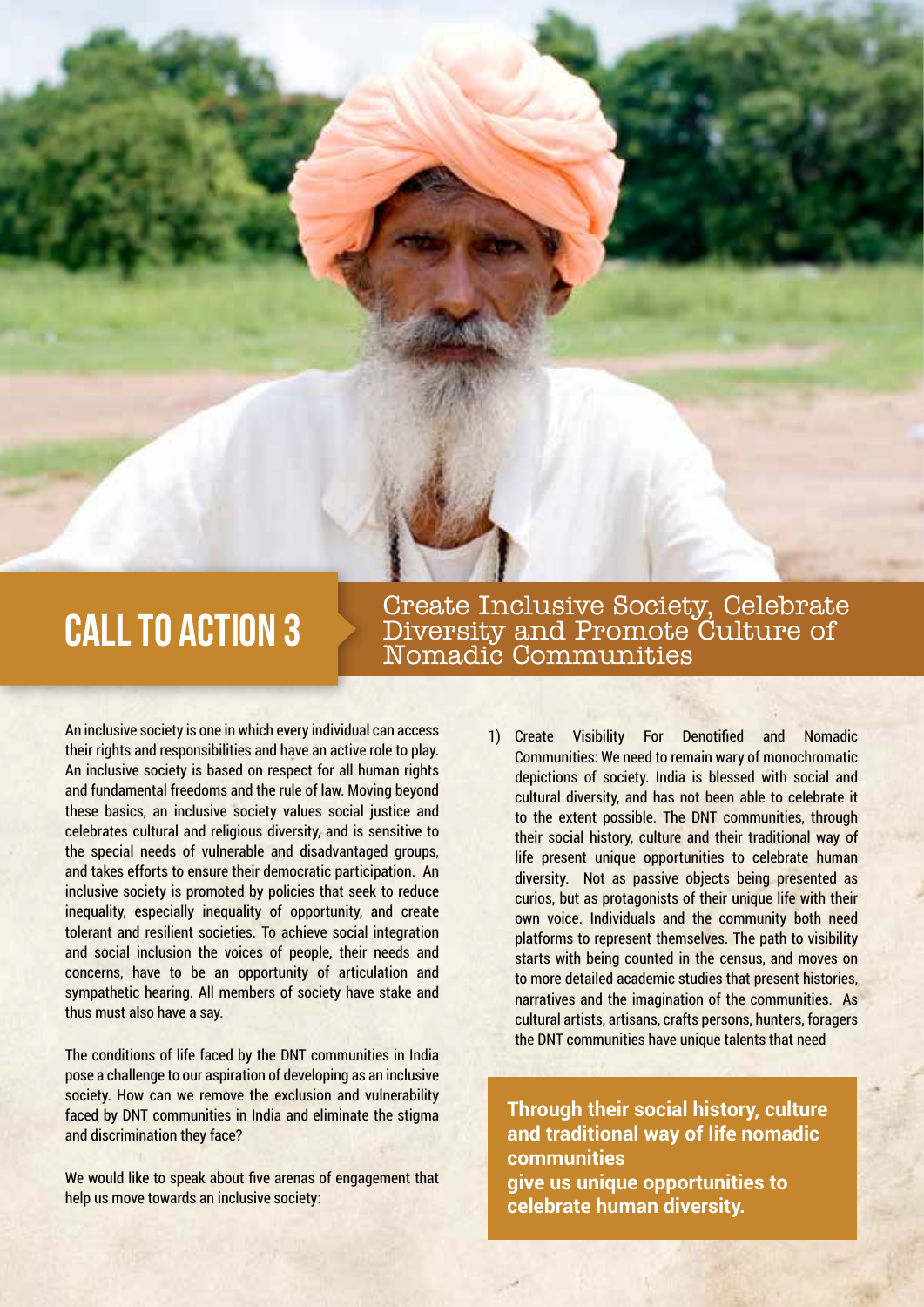# CALL TO ACTION 3

## Create Inclusive Society, Celebrate Diversity and Promote Culture of Nomadic Communities

An inclusive society is one in which every individual can access their rights and responsibilities and have an active role to play. An inclusive society is based on respect for all human rights and fundamental freedoms and the rule of law. Moving beyond these basics, an inclusive society values social justice and celebrates cultural and religious diversity, and is sensitive to the special needs of vulnerable and disadvantaged groups, and takes efforts to ensure their democratic participation. An inclusive society is promoted by policies that seek to reduce inequality, especially inequality of opportunity, and create tolerant and resilient societies. To achieve social integration and social inclusion the voices of people, their needs and concerns, have to be an opportunity of articulation and sympathetic hearing. All members of society have stake and thus must also have a say.

The conditions of life faced by the DNT communities in India pose a challenge to our aspiration of developing as an inclusive society. How can we remove the exclusion and vulnerability faced by DNT communities in India and eliminate the stigma and discrimination they face?

We would like to speak about five arenas of engagement that help us move towards an inclusive society:

1) Create Visibility For Denotified and Nomadic Communities: We need to remain wary of monochromatic depictions of society. India is blessed with social and cultural diversity, and has not been able to celebrate it to the extent possible. The DNT communities, through their social history, culture and their traditional way of life present unique opportunities to celebrate human diversity. Not as passive objects being presented as curios, but as protagonists of their unique life with their own voice. Individuals and the community both need platforms to represent themselves. The path to visibility starts with being counted in the census, and moves on to more detailed academic studies that present histories, narratives and the imagination of the communities. As cultural artists, artisans, crafts persons, hunters, foragers the DNT communities have unique talents that need

**Through their social history, culture and traditional way of life nomadic communities give us unique opportunities to celebrate human diversity.**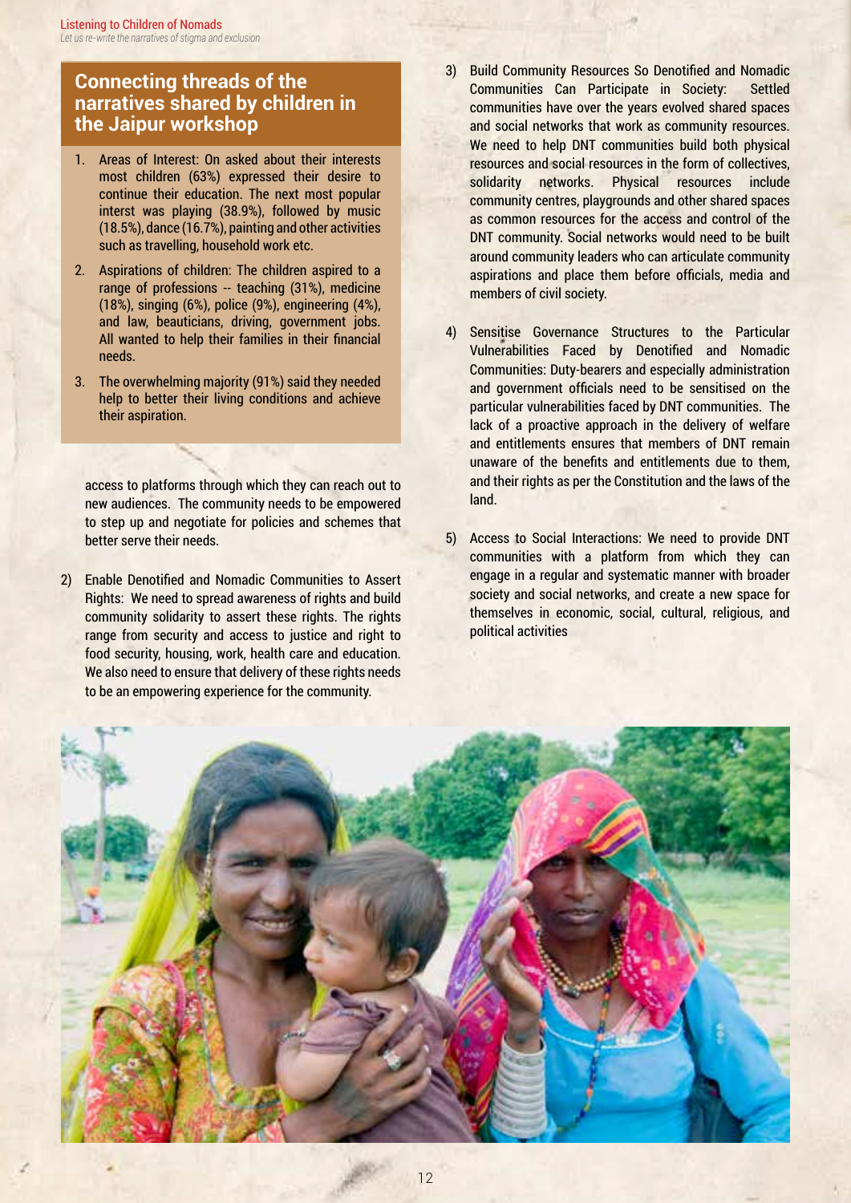## Connecting threads of the narratives shared by children in the Jaipur workshop

1. Areas of Interest: On asked about their interests most children (63%) expressed their desire to continue their education. The next most popular interst was playing (38.9%), followed by music (18.5%), dance (16.7%), painting and other activities such as travelling, household work etc.
2. Aspirations of children: The children aspired to a range of professions -- teaching (31%), medicine (18%), singing (6%), police (9%), engineering (4%), and law, beauticians, driving, government jobs. All wanted to help their families in their financial needs.
3. The overwhelming majority (91%) said they needed help to better their living conditions and achieve their aspiration.

access to platforms through which they can reach out to new audiences. The community needs to be empowered to step up and negotiate for policies and schemes that better serve their needs.

2) Enable Denotified and Nomadic Communities to Assert Rights: We need to spread awareness of rights and build community solidarity to assert these rights. The rights range from security and access to justice and right to food security, housing, work, health care and education. We also need to ensure that delivery of these rights needs to be an empowering experience for the community.

3) Build Community Resources So Denotified and Nomadic Communities Can Participate in Society: Settled communities have over the years evolved shared spaces and social networks that work as community resources. We need to help DNT communities build both physical resources and social resources in the form of collectives, solidarity networks. Physical resources include community centres, playgrounds and other shared spaces as common resources for the access and control of the DNT community. Social networks would need to be built around community leaders who can articulate community aspirations and place them before officials, media and members of civil society.

4) Sensitise Governance Structures to the Particular Vulnerabilities Faced by Denotified and Nomadic Communities: Duty-bearers and especially administration and government officials need to be sensitised on the particular vulnerabilities faced by DNT communities. The lack of a proactive approach in the delivery of welfare and entitlements ensures that members of DNT remain unaware of the benefits and entitlements due to them, and their rights as per the Constitution and the laws of the land.

5) Access to Social Interactions: We need to provide DNT communities with a platform from which they can engage in a regular and systematic manner with broader society and social networks, and create a new space for themselves in economic, social, cultural, religious, and political activities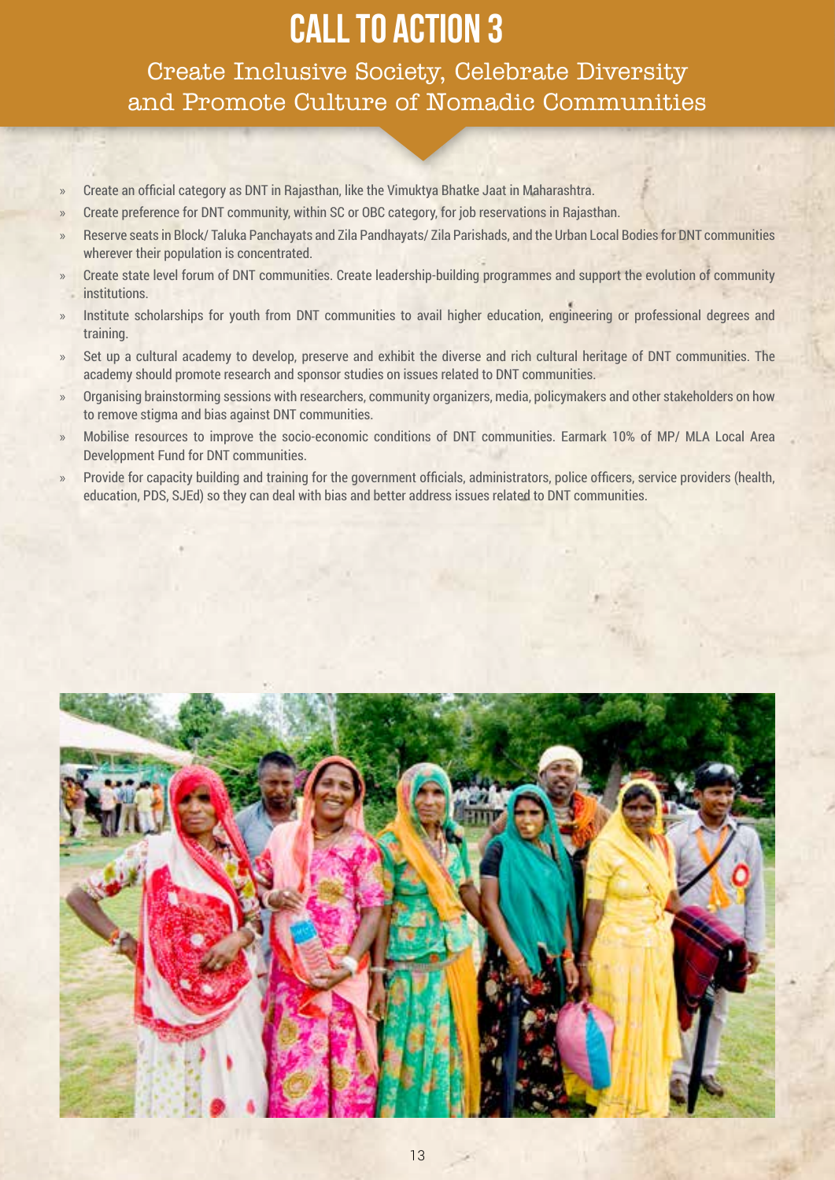# CALL TO ACTION 3

## Create Inclusive Society, Celebrate Diversity and Promote Culture of Nomadic Communities

- Create an official category as DNT in Rajasthan, like the Vimuktya Bhatke Jaat in Maharashtra.
- Create preference for DNT community, within SC or OBC category, for job reservations in Rajasthan.
- Reserve seats in Block/ Taluka Panchayats and Zila Pandhayats/ Zila Parishads, and the Urban Local Bodies for DNT communities wherever their population is concentrated.
- Create state level forum of DNT communities. Create leadership-building programmes and support the evolution of community institutions.
- Institute scholarships for youth from DNT communities to avail higher education, engineering or professional degrees and training.
- Set up a cultural academy to develop, preserve and exhibit the diverse and rich cultural heritage of DNT communities. The academy should promote research and sponsor studies on issues related to DNT communities.
- Organising brainstorming sessions with researchers, community organizers, media, policymakers and other stakeholders on how to remove stigma and bias against DNT communities.
- Mobilise resources to improve the socio-economic conditions of DNT communities. Earmark 10% of MP/ MLA Local Area Development Fund for DNT communities.
- Provide for capacity building and training for the government officials, administrators, police officers, service providers (health, education, PDS, SJEd) so they can deal with bias and better address issues related to DNT communities.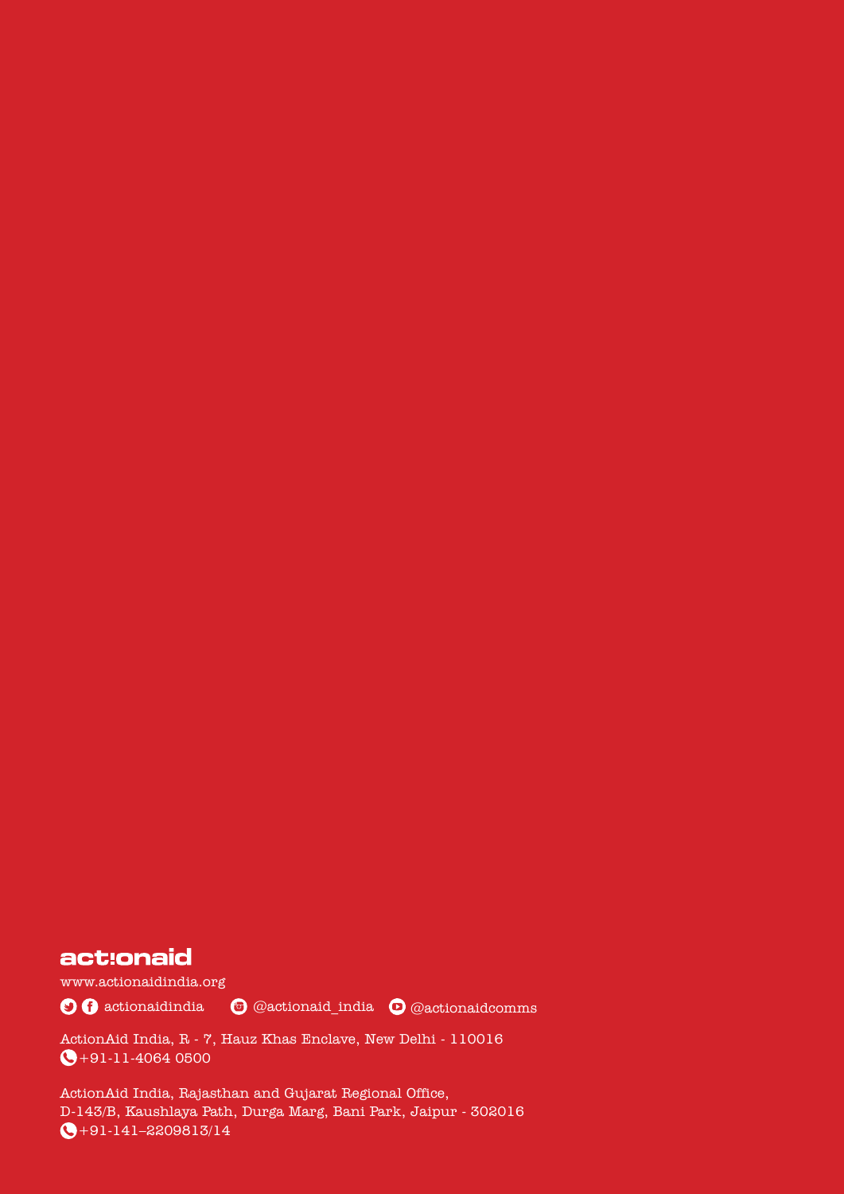**actionaid**

www.actionaidindia.org

actionaidindia @actionaid_india @actionaidcomms

ActionAid India, R - 7, Hauz Khas Enclave, New Delhi - 110016
+91-11-4064 0500

ActionAid India, Rajasthan and Gujarat Regional Office,
D-143/B, Kaushlaya Path, Durga Marg, Bani Park, Jaipur - 302016
+91-141–2209813/14